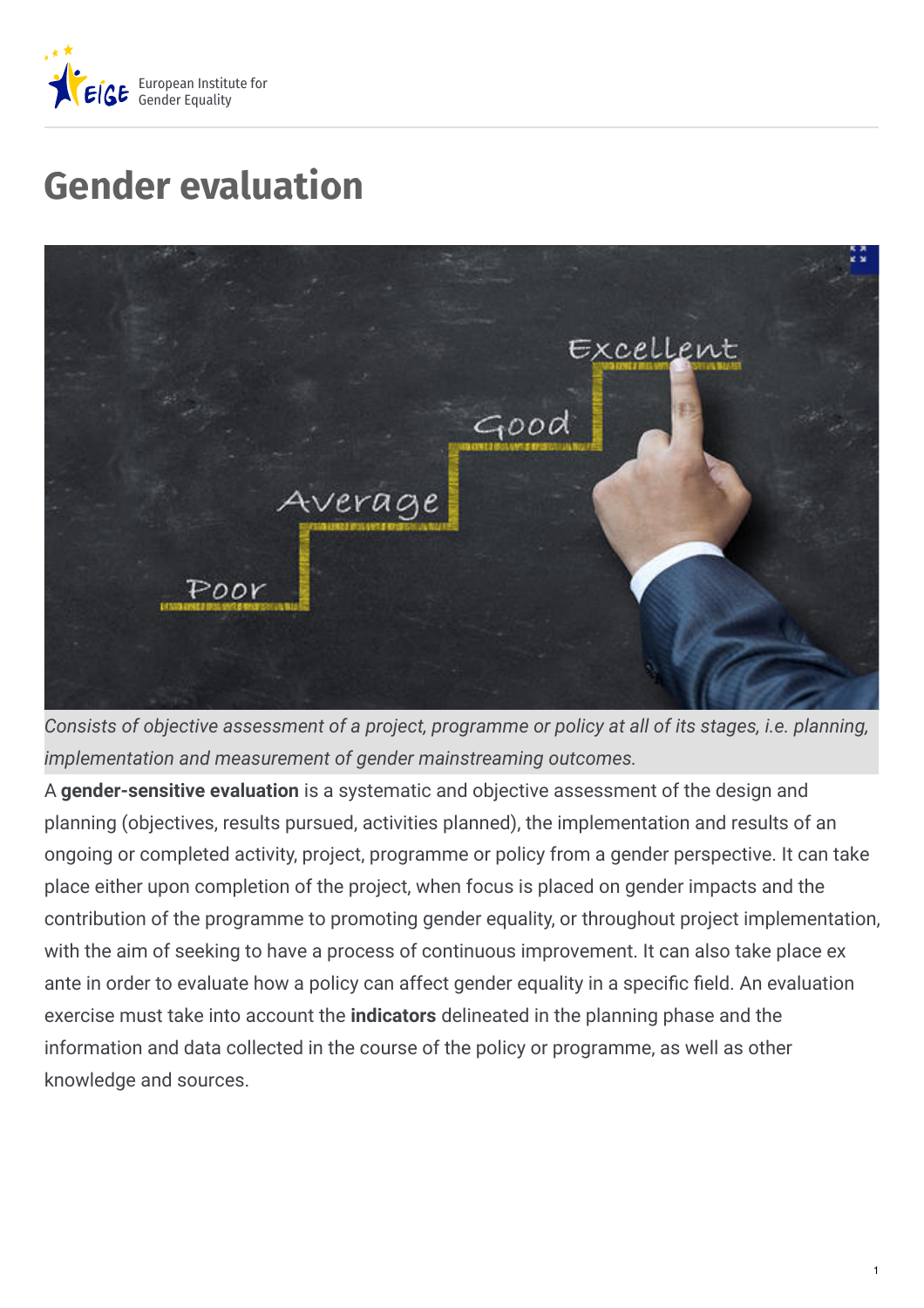# Gender evaluation

*Consists of objective assessment of a project, programme or policy at all of its stages, i.e. planning, implementation and measurement of gender mainstreaming outcomes.*

A **gender-sensitive evaluation** is a systematic and objective assessment of the design and planning (objectives, results pursued, activities planned), the implementation and results of an ongoing or completed activity, project, programme or policy from a gender perspective. It can take place either upon completion of the project, when focus is placed on gender impacts and the contribution of the programme to promoting gender equality, or throughout project implementation, with the aim of seeking to have a process of continuous improvement. It can also take place ex ante in order to evaluate how a policy can affect gender equality in a specific field. An evaluation exercise must take into account the **indicators** delineated in the planning phase and the information and data collected in the course of the policy or programme, as well as other knowledge and sources.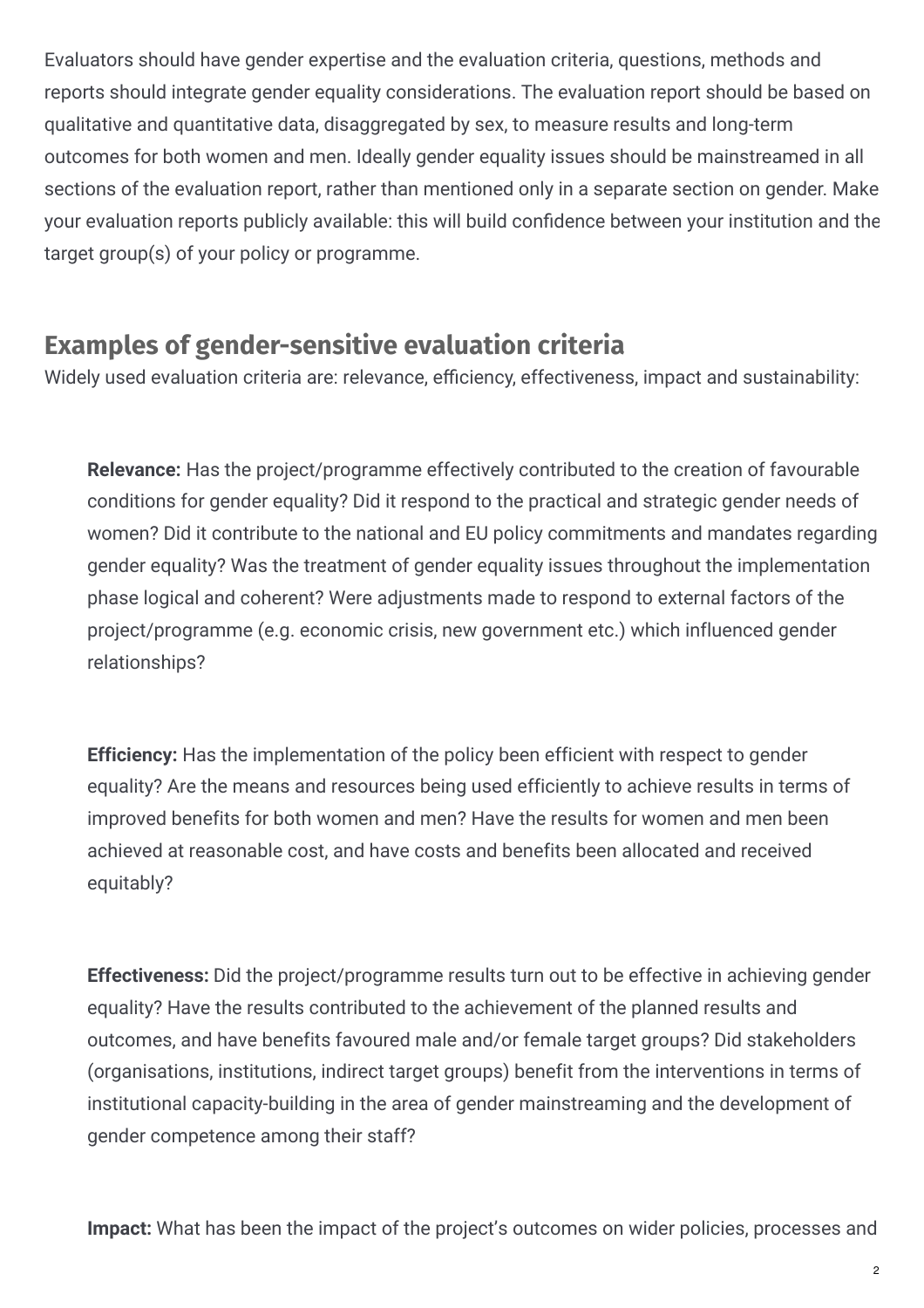Evaluators should have gender expertise and the evaluation criteria, questions, methods and reports should integrate gender equality considerations. The evaluation report should be based on qualitative and quantitative data, disaggregated by sex, to measure results and long-term outcomes for both women and men. Ideally gender equality issues should be mainstreamed in all sections of the evaluation report, rather than mentioned only in a separate section on gender. Make your evaluation reports publicly available: this will build confidence between your institution and the target group(s) of your policy or programme.

## Examples of gender-sensitive evaluation criteria

Widely used evaluation criteria are: relevance, efficiency, effectiveness, impact and sustainability:

**Relevance:** Has the project/programme effectively contributed to the creation of favourable conditions for gender equality? Did it respond to the practical and strategic gender needs of women? Did it contribute to the national and EU policy commitments and mandates regarding gender equality? Was the treatment of gender equality issues throughout the implementation phase logical and coherent? Were adjustments made to respond to external factors of the project/programme (e.g. economic crisis, new government etc.) which influenced gender relationships?

**Efficiency:** Has the implementation of the policy been efficient with respect to gender equality? Are the means and resources being used efficiently to achieve results in terms of improved benefits for both women and men? Have the results for women and men been achieved at reasonable cost, and have costs and benefits been allocated and received equitably?

**Effectiveness:** Did the project/programme results turn out to be effective in achieving gender equality? Have the results contributed to the achievement of the planned results and outcomes, and have benefits favoured male and/or female target groups? Did stakeholders (organisations, institutions, indirect target groups) benefit from the interventions in terms of institutional capacity-building in the area of gender mainstreaming and the development of gender competence among their staff?

**Impact:** What has been the impact of the project's outcomes on wider policies, processes and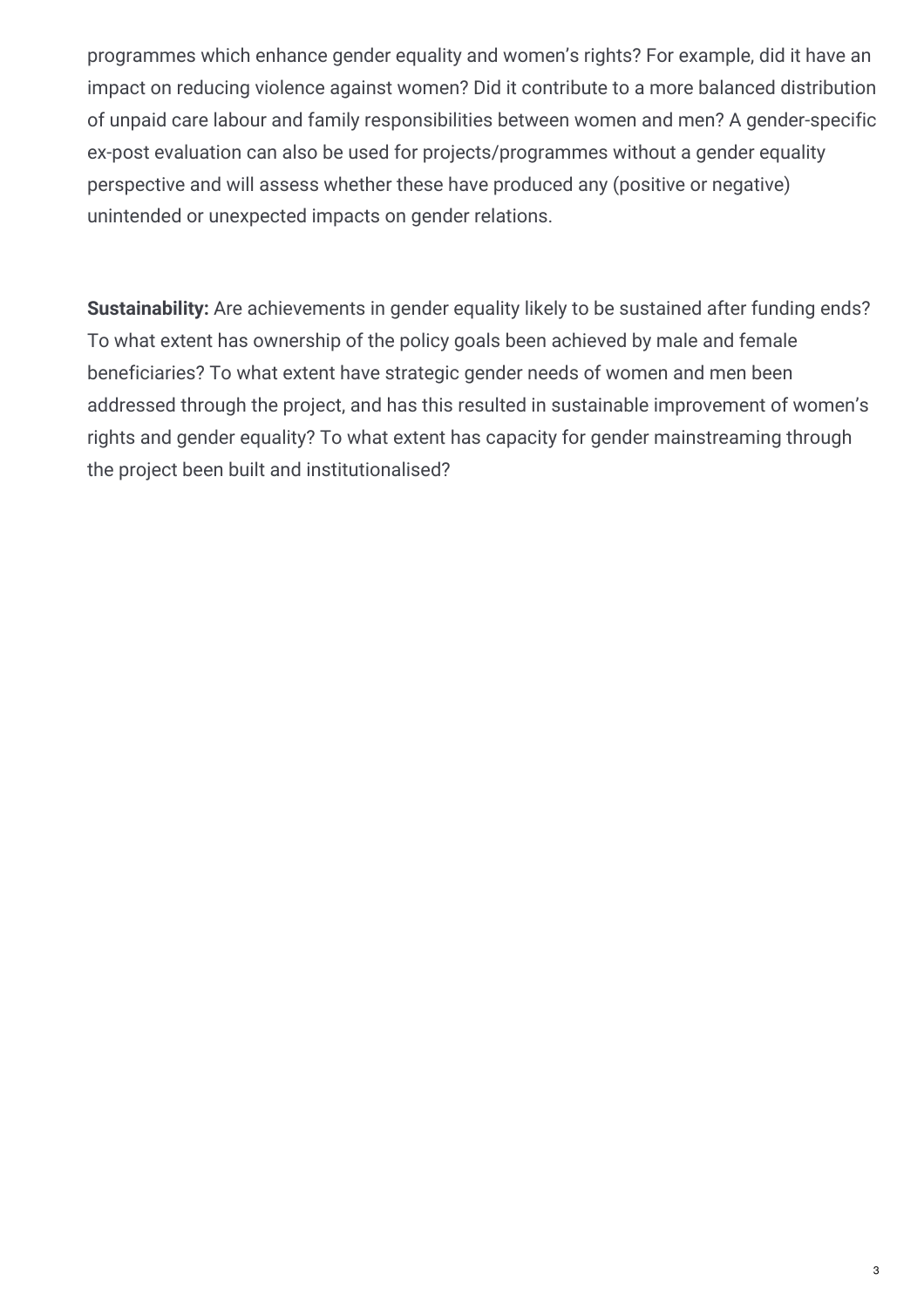programmes which enhance gender equality and women's rights? For example, did it have an impact on reducing violence against women? Did it contribute to a more balanced distribution of unpaid care labour and family responsibilities between women and men? A gender-specific ex-post evaluation can also be used for projects/programmes without a gender equality perspective and will assess whether these have produced any (positive or negative) unintended or unexpected impacts on gender relations.

**Sustainability:** Are achievements in gender equality likely to be sustained after funding ends? To what extent has ownership of the policy goals been achieved by male and female beneficiaries? To what extent have strategic gender needs of women and men been addressed through the project, and has this resulted in sustainable improvement of women's rights and gender equality? To what extent has capacity for gender mainstreaming through the project been built and institutionalised?